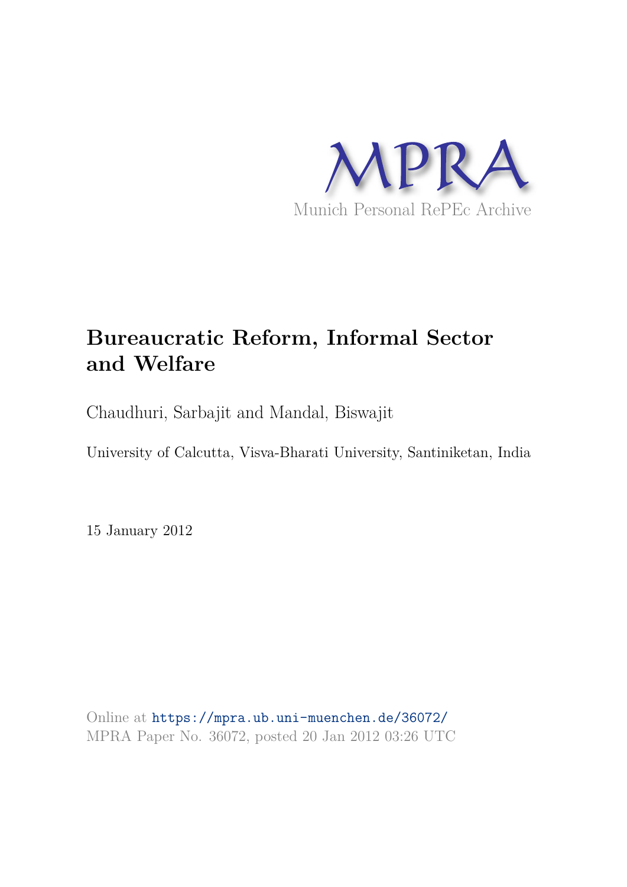MPRA

Munich Personal RePEc Archive

# Bureaucratic Reform, Informal Sector and Welfare

Chaudhuri, Sarbajit and Mandal, Biswajit

University of Calcutta, Visva-Bharati University, Santiniketan, India

15 January 2012

Online at https://mpra.ub.uni-muenchen.de/36072/
MPRA Paper No. 36072, posted 20 Jan 2012 03:26 UTC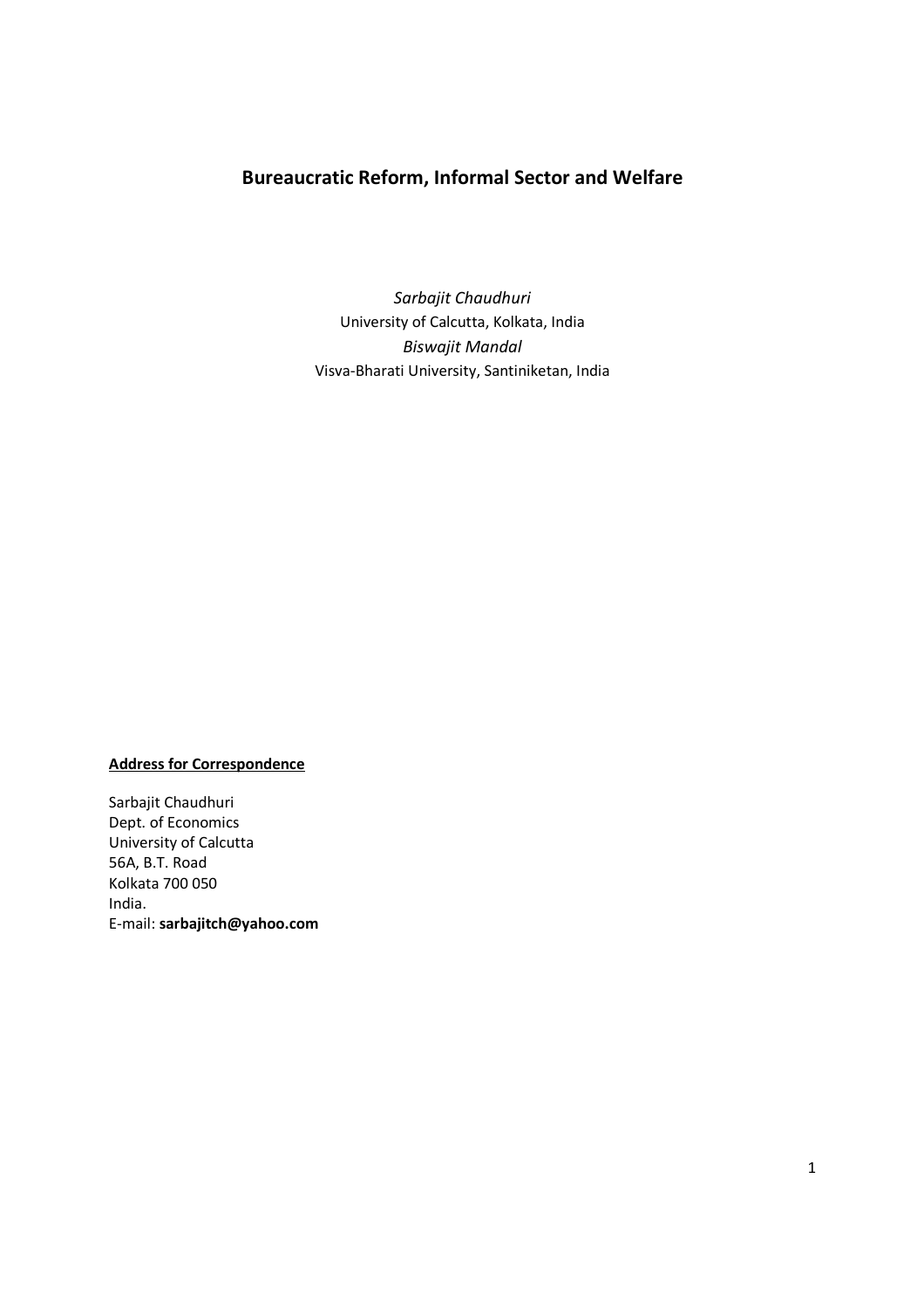# Bureaucratic Reform, Informal Sector and Welfare

*Sarbajit Chaudhuri*
University of Calcutta, Kolkata, India
*Biswajit Mandal*
Visva-Bharati University, Santiniketan, India

**Address for Correspondence**

Sarbajit Chaudhuri
Dept. of Economics
University of Calcutta
56A, B.T. Road
Kolkata 700 050
India.
E-mail: **sarbajitch@yahoo.com**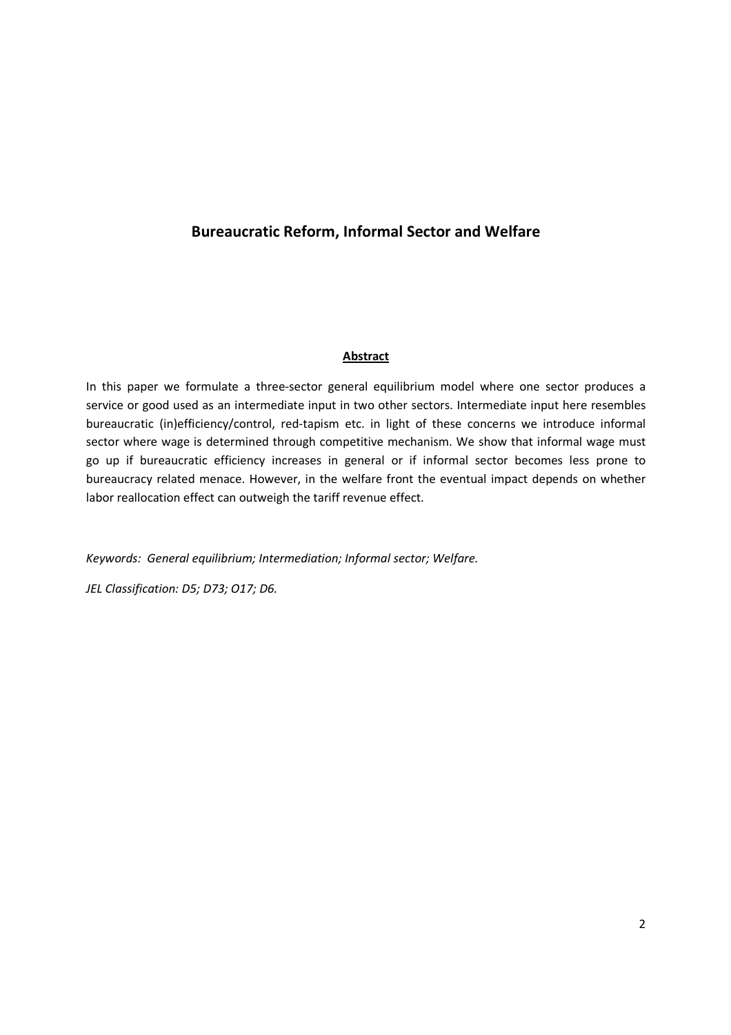# Bureaucratic Reform, Informal Sector and Welfare

## Abstract

In this paper we formulate a three-sector general equilibrium model where one sector produces a service or good used as an intermediate input in two other sectors. Intermediate input here resembles bureaucratic (in)efficiency/control, red-tapism etc. in light of these concerns we introduce informal sector where wage is determined through competitive mechanism. We show that informal wage must go up if bureaucratic efficiency increases in general or if informal sector becomes less prone to bureaucracy related menace. However, in the welfare front the eventual impact depends on whether labor reallocation effect can outweigh the tariff revenue effect.

*Keywords: General equilibrium; Intermediation; Informal sector; Welfare.*

*JEL Classification: D5; D73; O17; D6.*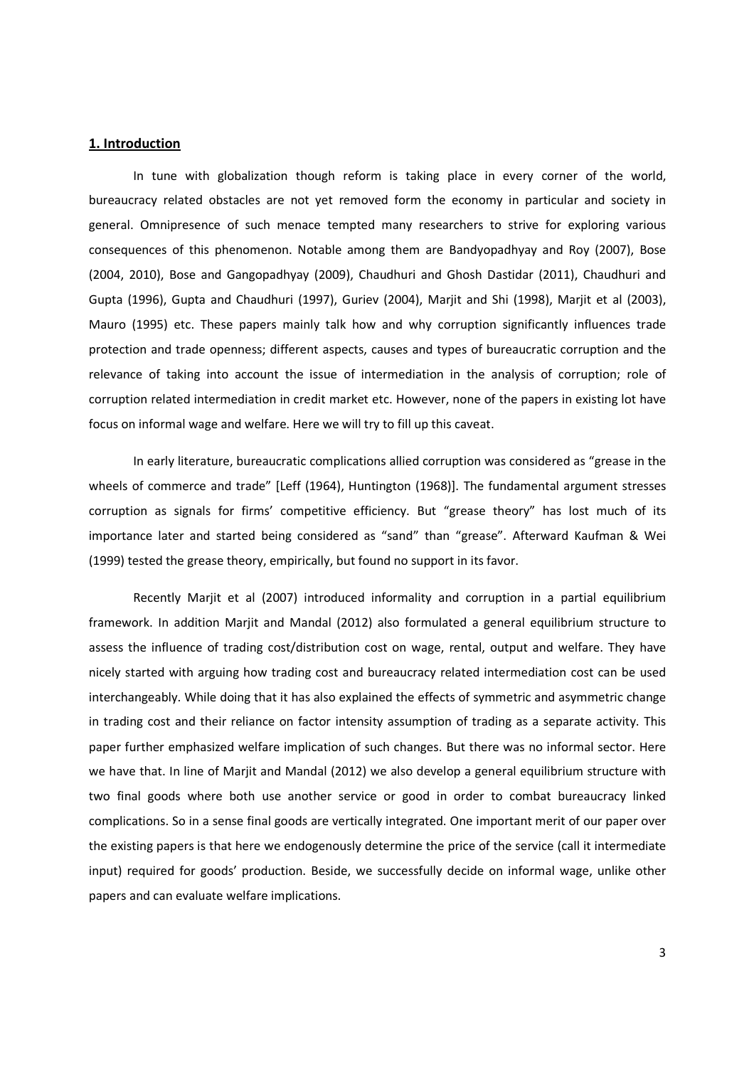## 1. Introduction

In tune with globalization though reform is taking place in every corner of the world, bureaucracy related obstacles are not yet removed form the economy in particular and society in general. Omnipresence of such menace tempted many researchers to strive for exploring various consequences of this phenomenon. Notable among them are Bandyopadhyay and Roy (2007), Bose (2004, 2010), Bose and Gangopadhyay (2009), Chaudhuri and Ghosh Dastidar (2011), Chaudhuri and Gupta (1996), Gupta and Chaudhuri (1997), Guriev (2004), Marjit and Shi (1998), Marjit et al (2003), Mauro (1995) etc. These papers mainly talk how and why corruption significantly influences trade protection and trade openness; different aspects, causes and types of bureaucratic corruption and the relevance of taking into account the issue of intermediation in the analysis of corruption; role of corruption related intermediation in credit market etc. However, none of the papers in existing lot have focus on informal wage and welfare. Here we will try to fill up this caveat.

In early literature, bureaucratic complications allied corruption was considered as "grease in the wheels of commerce and trade" [Leff (1964), Huntington (1968)]. The fundamental argument stresses corruption as signals for firms' competitive efficiency. But "grease theory" has lost much of its importance later and started being considered as "sand" than "grease". Afterward Kaufman & Wei (1999) tested the grease theory, empirically, but found no support in its favor.

Recently Marjit et al (2007) introduced informality and corruption in a partial equilibrium framework. In addition Marjit and Mandal (2012) also formulated a general equilibrium structure to assess the influence of trading cost/distribution cost on wage, rental, output and welfare. They have nicely started with arguing how trading cost and bureaucracy related intermediation cost can be used interchangeably. While doing that it has also explained the effects of symmetric and asymmetric change in trading cost and their reliance on factor intensity assumption of trading as a separate activity. This paper further emphasized welfare implication of such changes. But there was no informal sector. Here we have that. In line of Marjit and Mandal (2012) we also develop a general equilibrium structure with two final goods where both use another service or good in order to combat bureaucracy linked complications. So in a sense final goods are vertically integrated. One important merit of our paper over the existing papers is that here we endogenously determine the price of the service (call it intermediate input) required for goods' production. Beside, we successfully decide on informal wage, unlike other papers and can evaluate welfare implications.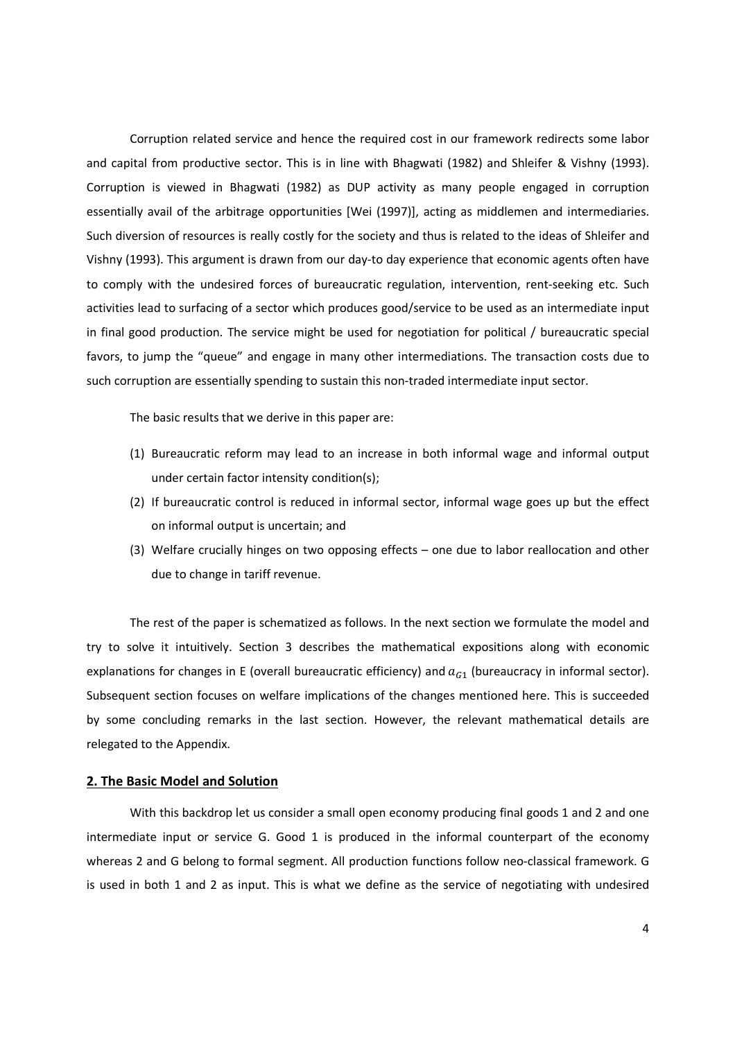Corruption related service and hence the required cost in our framework redirects some labor and capital from productive sector. This is in line with Bhagwati (1982) and Shleifer & Vishny (1993). Corruption is viewed in Bhagwati (1982) as DUP activity as many people engaged in corruption essentially avail of the arbitrage opportunities [Wei (1997)], acting as middlemen and intermediaries. Such diversion of resources is really costly for the society and thus is related to the ideas of Shleifer and Vishny (1993). This argument is drawn from our day-to day experience that economic agents often have to comply with the undesired forces of bureaucratic regulation, intervention, rent-seeking etc. Such activities lead to surfacing of a sector which produces good/service to be used as an intermediate input in final good production. The service might be used for negotiation for political / bureaucratic special favors, to jump the "queue" and engage in many other intermediations. The transaction costs due to such corruption are essentially spending to sustain this non-traded intermediate input sector.

The basic results that we derive in this paper are:

(1) Bureaucratic reform may lead to an increase in both informal wage and informal output under certain factor intensity condition(s);
(2) If bureaucratic control is reduced in informal sector, informal wage goes up but the effect on informal output is uncertain; and
(3) Welfare crucially hinges on two opposing effects – one due to labor reallocation and other due to change in tariff revenue.

The rest of the paper is schematized as follows. In the next section we formulate the model and try to solve it intuitively. Section 3 describes the mathematical expositions along with economic explanations for changes in E (overall bureaucratic efficiency) and $a_{G1}$ (bureaucracy in informal sector). Subsequent section focuses on welfare implications of the changes mentioned here. This is succeeded by some concluding remarks in the last section. However, the relevant mathematical details are relegated to the Appendix.

## 2. The Basic Model and Solution

With this backdrop let us consider a small open economy producing final goods 1 and 2 and one intermediate input or service G. Good 1 is produced in the informal counterpart of the economy whereas 2 and G belong to formal segment. All production functions follow neo-classical framework. G is used in both 1 and 2 as input. This is what we define as the service of negotiating with undesired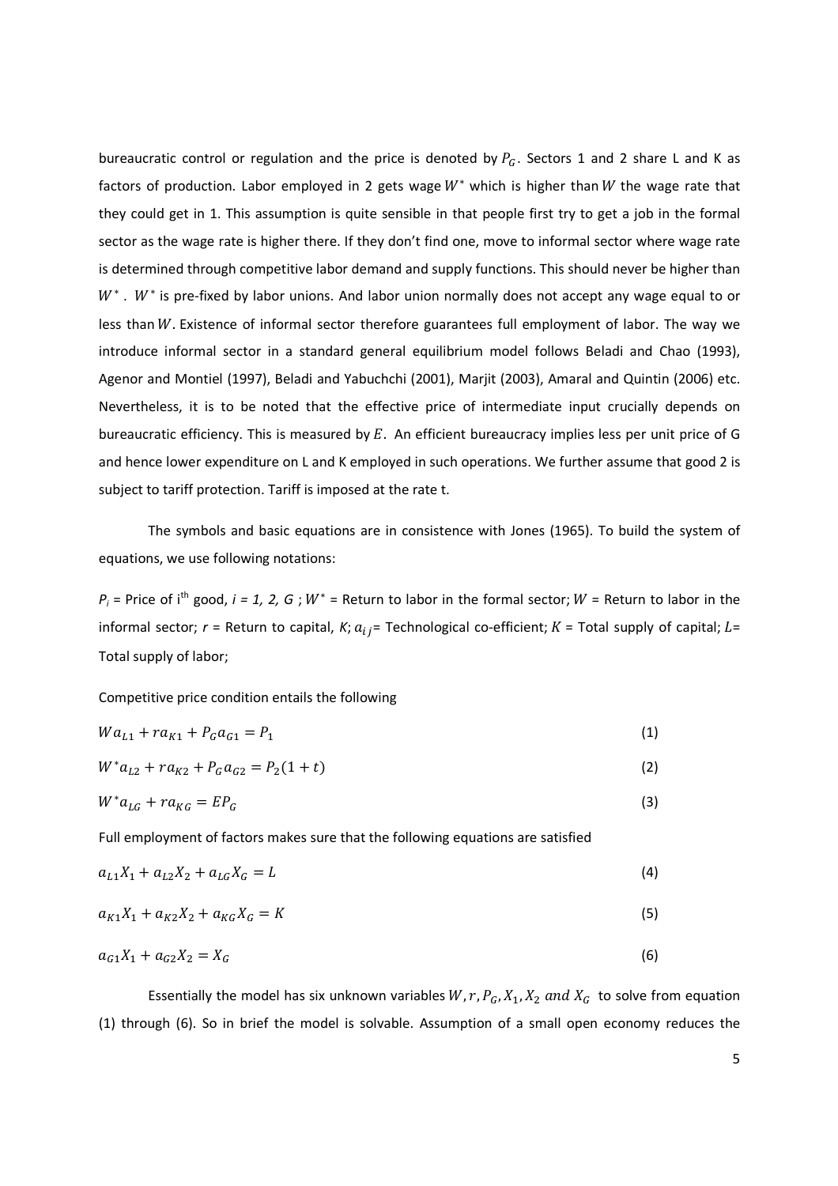bureaucratic control or regulation and the price is denoted by $P_G$. Sectors 1 and 2 share L and K as factors of production. Labor employed in 2 gets wage $W^*$ which is higher than $W$ the wage rate that they could get in 1. This assumption is quite sensible in that people first try to get a job in the formal sector as the wage rate is higher there. If they don't find one, move to informal sector where wage rate is determined through competitive labor demand and supply functions. This should never be higher than $W^*$. $W^*$ is pre-fixed by labor unions. And labor union normally does not accept any wage equal to or less than $W$. Existence of informal sector therefore guarantees full employment of labor. The way we introduce informal sector in a standard general equilibrium model follows Beladi and Chao (1993), Agenor and Montiel (1997), Beladi and Yabuchchi (2001), Marjit (2003), Amaral and Quintin (2006) etc. Nevertheless, it is to be noted that the effective price of intermediate input crucially depends on bureaucratic efficiency. This is measured by $E$. An efficient bureaucracy implies less per unit price of G and hence lower expenditure on L and K employed in such operations. We further assume that good 2 is subject to tariff protection. Tariff is imposed at the rate t.

The symbols and basic equations are in consistence with Jones (1965). To build the system of equations, we use following notations:

$P_i$ = Price of i[th] good, $i = 1, 2, G$ ; $W^*$ = Return to labor in the formal sector; $W$ = Return to labor in the informal sector; $r$ = Return to capital, $K$; $a_{ij}$= Technological co-efficient; $K$ = Total supply of capital; $L$= Total supply of labor;

Competitive price condition entails the following

$$Wa_{L1} + ra_{K1} + P_G a_{G1} = P_1 \tag{1}$$

$$W^* a_{L2} + ra_{K2} + P_G a_{G2} = P_2(1+t) \tag{2}$$

$$W^* a_{LG} + ra_{KG} = EP_G \tag{3}$$

Full employment of factors makes sure that the following equations are satisfied

$$a_{L1}X_1 + a_{L2}X_2 + a_{LG}X_G = L \tag{4}$$

$$a_{K1}X_1 + a_{K2}X_2 + a_{KG}X_G = K \tag{5}$$

$$a_{G1}X_1 + a_{G2}X_2 = X_G \tag{6}$$

Essentially the model has six unknown variables $W, r, P_G, X_1, X_2$ and $X_G$ to solve from equation (1) through (6). So in brief the model is solvable. Assumption of a small open economy reduces the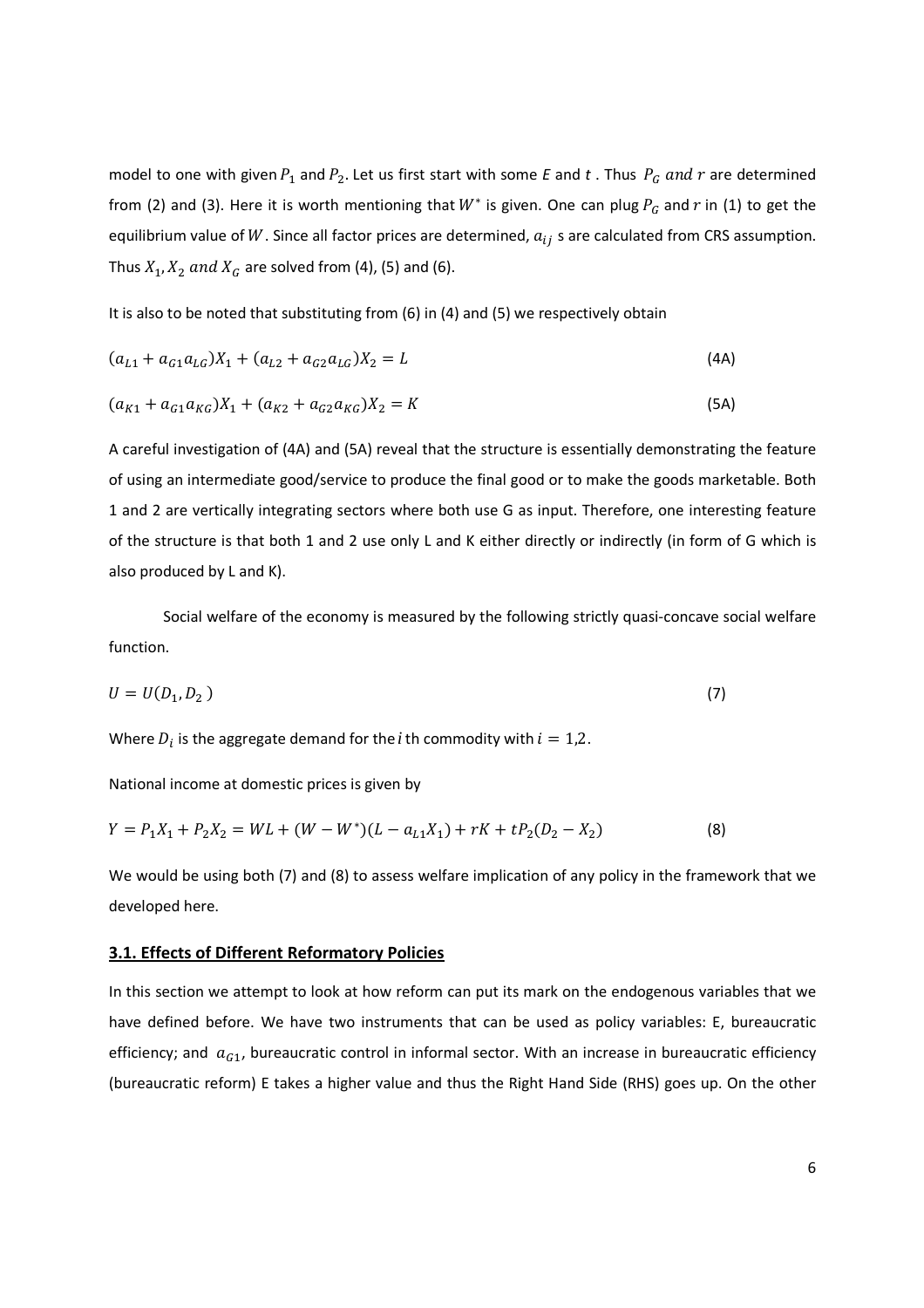model to one with given $P_1$ and $P_2$. Let us first start with some *E* and *t* . Thus $P_G$ *and* $r$ are determined from (2) and (3). Here it is worth mentioning that $W^*$ is given. One can plug $P_G$ and $r$ in (1) to get the equilibrium value of $W$. Since all factor prices are determined, $a_{ij}$ s are calculated from CRS assumption. Thus $X_1, X_2$ *and* $X_G$ are solved from (4), (5) and (6).

It is also to be noted that substituting from (6) in (4) and (5) we respectively obtain

$$(a_{L1} + a_{G1}a_{LG})X_1 + (a_{L2} + a_{G2}a_{LG})X_2 = L \tag{4A}$$

$$(a_{K1} + a_{G1}a_{KG})X_1 + (a_{K2} + a_{G2}a_{KG})X_2 = K \tag{5A}$$

A careful investigation of (4A) and (5A) reveal that the structure is essentially demonstrating the feature of using an intermediate good/service to produce the final good or to make the goods marketable. Both 1 and 2 are vertically integrating sectors where both use G as input. Therefore, one interesting feature of the structure is that both 1 and 2 use only L and K either directly or indirectly (in form of G which is also produced by L and K).

Social welfare of the economy is measured by the following strictly quasi-concave social welfare function.

$$U = U(D_1, D_2) \tag{7}$$

Where $D_i$ is the aggregate demand for the $i$ th commodity with $i = 1,2$.

National income at domestic prices is given by

$$Y = P_1X_1 + P_2X_2 = WL + (W - W^*)(L - a_{L1}X_1) + rK + tP_2(D_2 - X_2) \tag{8}$$

We would be using both (7) and (8) to assess welfare implication of any policy in the framework that we developed here.

### 3.1. Effects of Different Reformatory Policies

In this section we attempt to look at how reform can put its mark on the endogenous variables that we have defined before. We have two instruments that can be used as policy variables: E, bureaucratic efficiency; and $a_{G1}$, bureaucratic control in informal sector. With an increase in bureaucratic efficiency (bureaucratic reform) E takes a higher value and thus the Right Hand Side (RHS) goes up. On the other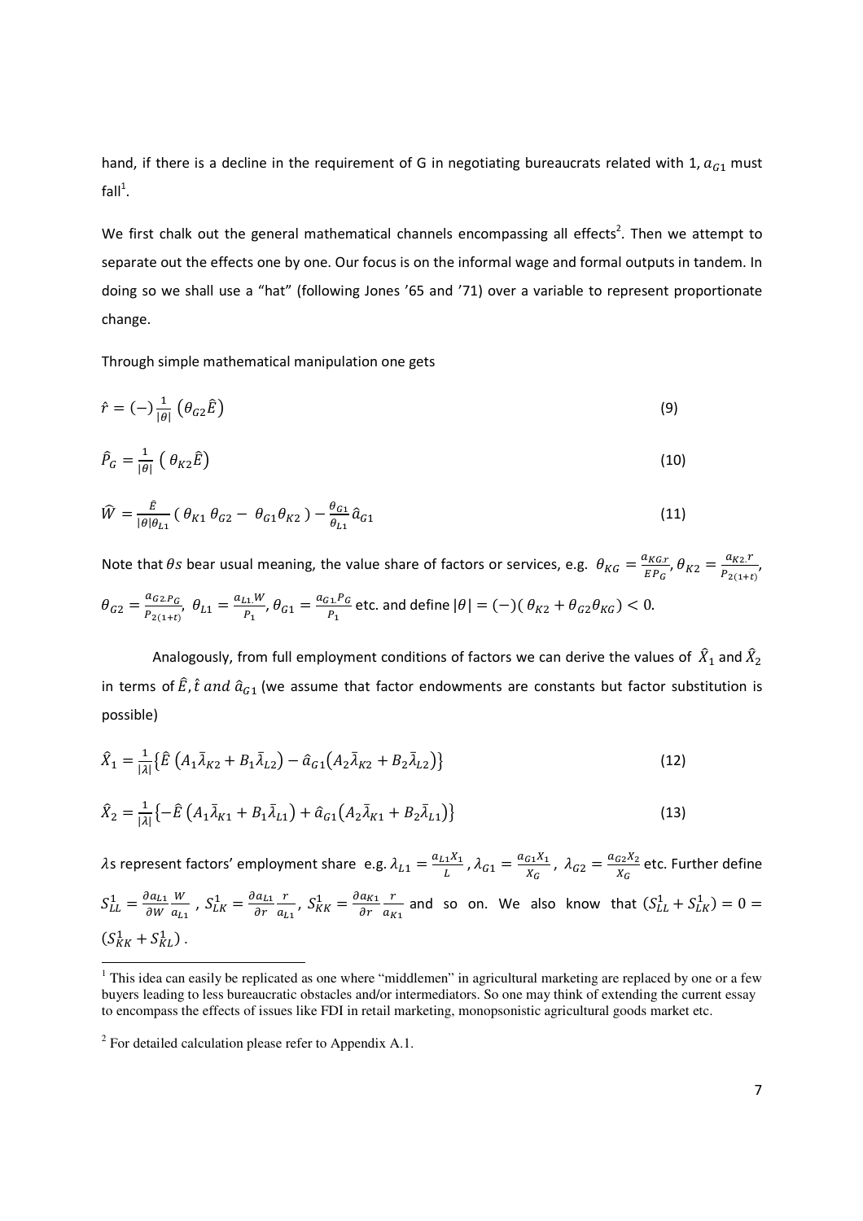hand, if there is a decline in the requirement of G in negotiating bureaucrats related with 1, $a_{G1}$ must fall[1].

We first chalk out the general mathematical channels encompassing all effects[2]. Then we attempt to separate out the effects one by one. Our focus is on the informal wage and formal outputs in tandem. In doing so we shall use a "hat" (following Jones '65 and '71) over a variable to represent proportionate change.

Through simple mathematical manipulation one gets

$$\hat{r} = (-)\frac{1}{|\theta|}\left(\theta_{G2}\hat{E}\right) \tag{9}$$

$$\hat{P}_G = \frac{1}{|\theta|}\left(\theta_{K2}\hat{E}\right) \tag{10}$$

$$\widehat{W} = \frac{\hat{E}}{|\theta|\theta_{L1}}\left(\theta_{K1}\,\theta_{G2} - \theta_{G1}\theta_{K2}\right) - \frac{\theta_{G1}}{\theta_{L1}}\hat{a}_{G1} \tag{11}$$

Note that $\theta s$ bear usual meaning, the value share of factors or services, e.g. $\theta_{KG} = \frac{a_{KG}.r}{EP_G}$, $\theta_{K2} = \frac{a_{K2}.r}{P_{2(1+t)}}$, $\theta_{G2} = \frac{a_{G2}.P_G}{P_{2(1+t)}}$, $\theta_{L1} = \frac{a_{L1}.W}{P_1}$, $\theta_{G1} = \frac{a_{G1}.P_G}{P_1}$ etc. and define $|\theta| = (-)(\theta_{K2} + \theta_{G2}\theta_{KG}) < 0$.

Analogously, from full employment conditions of factors we can derive the values of $\hat{X}_1$ and $\hat{X}_2$ in terms of $\hat{E}, \hat{t}$ and $\hat{a}_{G1}$ (we assume that factor endowments are constants but factor substitution is possible)

$$\hat{X}_1 = \frac{1}{|\lambda|}\left\{\hat{E}\left(A_1\bar{\lambda}_{K2} + B_1\bar{\lambda}_{L2}\right) - \hat{a}_{G1}\left(A_2\bar{\lambda}_{K2} + B_2\bar{\lambda}_{L2}\right)\right\} \tag{12}$$

$$\hat{X}_2 = \frac{1}{|\lambda|}\left\{-\hat{E}\left(A_1\bar{\lambda}_{K1} + B_1\bar{\lambda}_{L1}\right) + \hat{a}_{G1}\left(A_2\bar{\lambda}_{K1} + B_2\bar{\lambda}_{L1}\right)\right\} \tag{13}$$

$\lambda$s represent factors' employment share e.g. $\lambda_{L1} = \frac{a_{L1}X_1}{L}$, $\lambda_{G1} = \frac{a_{G1}X_1}{X_G}$, $\lambda_{G2} = \frac{a_{G2}X_2}{X_G}$ etc. Further define $S_{LL}^1 = \frac{\partial a_{L1}}{\partial W}\frac{W}{a_{L1}}$, $S_{LK}^1 = \frac{\partial a_{L1}}{\partial r}\frac{r}{a_{L1}}$, $S_{KK}^1 = \frac{\partial a_{K1}}{\partial r}\frac{r}{a_{K1}}$ and so on. We also know that $(S_{LL}^1 + S_{LK}^1) = 0 = (S_{KK}^1 + S_{KL}^1)$.

---

[1] This idea can easily be replicated as one where "middlemen" in agricultural marketing are replaced by one or a few buyers leading to less bureaucratic obstacles and/or intermediators. So one may think of extending the current essay to encompass the effects of issues like FDI in retail marketing, monopsonistic agricultural goods market etc.

[2] For detailed calculation please refer to Appendix A.1.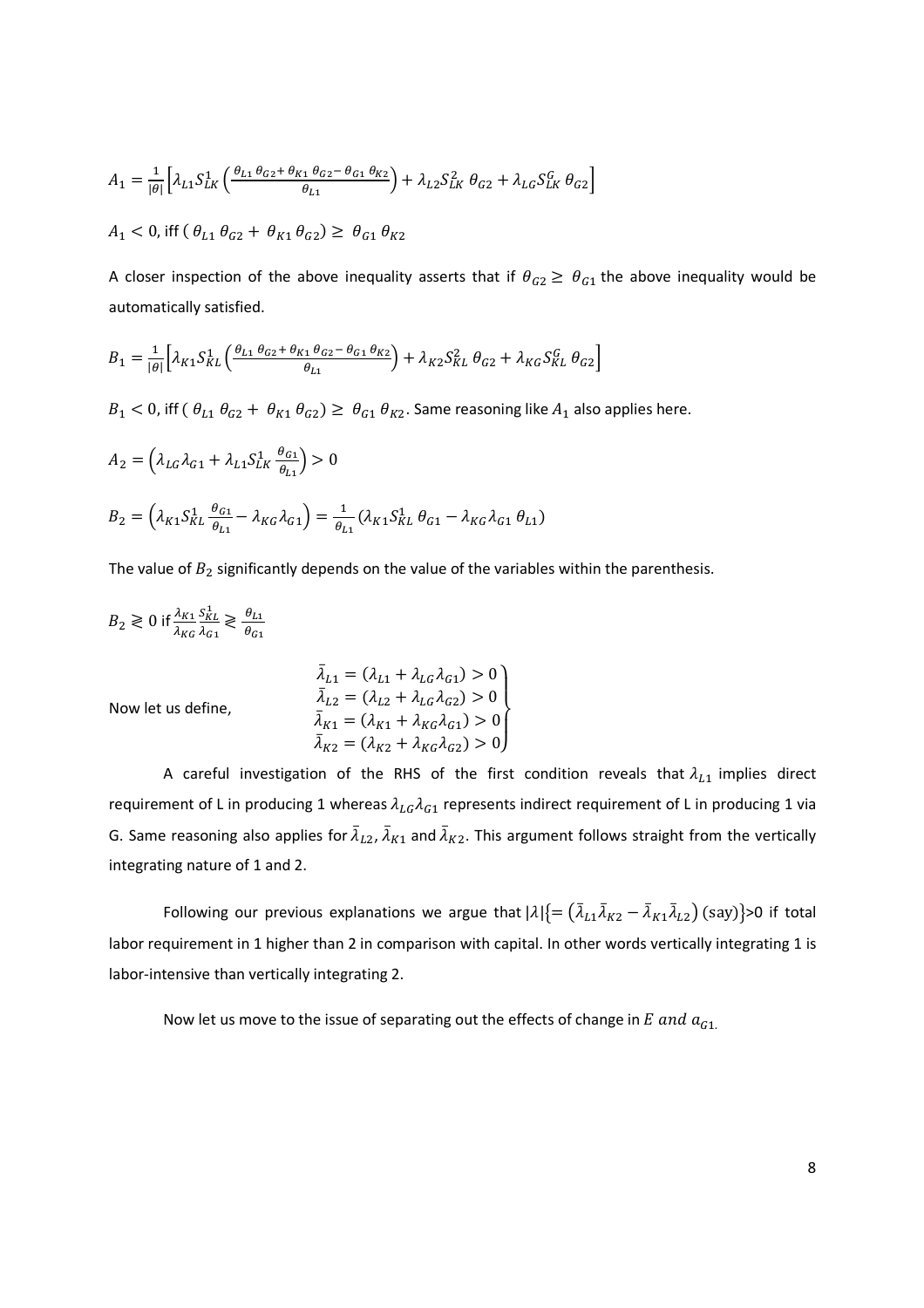$$A_1 = \frac{1}{|\theta|}\left[\lambda_{L1} S_{LK}^1 \left(\frac{\theta_{L1}\,\theta_{G2} + \theta_{K1}\,\theta_{G2} - \theta_{G1}\,\theta_{K2}}{\theta_{L1}}\right) + \lambda_{L2} S_{LK}^2\,\theta_{G2} + \lambda_{LG} S_{LK}^G\,\theta_{G2}\right]$$

$A_1 < 0$, iff $(\theta_{L1}\,\theta_{G2} + \theta_{K1}\,\theta_{G2}) \geq \theta_{G1}\,\theta_{K2}$

A closer inspection of the above inequality asserts that if $\theta_{G2} \geq \theta_{G1}$ the above inequality would be automatically satisfied.

$$B_1 = \frac{1}{|\theta|}\left[\lambda_{K1} S_{KL}^1 \left(\frac{\theta_{L1}\,\theta_{G2} + \theta_{K1}\,\theta_{G2} - \theta_{G1}\,\theta_{K2}}{\theta_{L1}}\right) + \lambda_{K2} S_{KL}^2\,\theta_{G2} + \lambda_{KG} S_{KL}^G\,\theta_{G2}\right]$$

$B_1 < 0$, iff $(\theta_{L1}\,\theta_{G2} + \theta_{K1}\,\theta_{G2}) \geq \theta_{G1}\,\theta_{K2}$. Same reasoning like $A_1$ also applies here.

$$A_2 = \left(\lambda_{LG}\lambda_{G1} + \lambda_{L1} S_{LK}^1 \frac{\theta_{G1}}{\theta_{L1}}\right) > 0$$

$$B_2 = \left(\lambda_{K1} S_{KL}^1 \frac{\theta_{G1}}{\theta_{L1}} - \lambda_{KG}\lambda_{G1}\right) = \frac{1}{\theta_{L1}}(\lambda_{K1} S_{KL}^1\,\theta_{G1} - \lambda_{KG}\lambda_{G1}\,\theta_{L1})$$

The value of $B_2$ significantly depends on the value of the variables within the parenthesis.

$B_2 \gtrless 0$ if $\frac{\lambda_{K1}}{\lambda_{KG}} \frac{S_{KL}^1}{\lambda_{G1}} \gtrless \frac{\theta_{L1}}{\theta_{G1}}$

Now let us define,

$$\left.\begin{aligned} \bar{\lambda}_{L1} &= (\lambda_{L1} + \lambda_{LG}\lambda_{G1}) > 0 \\ \bar{\lambda}_{L2} &= (\lambda_{L2} + \lambda_{LG}\lambda_{G2}) > 0 \\ \bar{\lambda}_{K1} &= (\lambda_{K1} + \lambda_{KG}\lambda_{G1}) > 0 \\ \bar{\lambda}_{K2} &= (\lambda_{K2} + \lambda_{KG}\lambda_{G2}) > 0 \end{aligned}\right\}$$

A careful investigation of the RHS of the first condition reveals that $\lambda_{L1}$ implies direct requirement of L in producing 1 whereas $\lambda_{LG}\lambda_{G1}$ represents indirect requirement of L in producing 1 via G. Same reasoning also applies for $\bar{\lambda}_{L2}$, $\bar{\lambda}_{K1}$ and $\bar{\lambda}_{K2}$. This argument follows straight from the vertically integrating nature of 1 and 2.

Following our previous explanations we argue that $|\lambda|\{= (\bar{\lambda}_{L1}\bar{\lambda}_{K2} - \bar{\lambda}_{K1}\bar{\lambda}_{L2})\,(\text{say})\}>0$ if total labor requirement in 1 higher than 2 in comparison with capital. In other words vertically integrating 1 is labor-intensive than vertically integrating 2.

Now let us move to the issue of separating out the effects of change in $E$ and $a_{G1}$.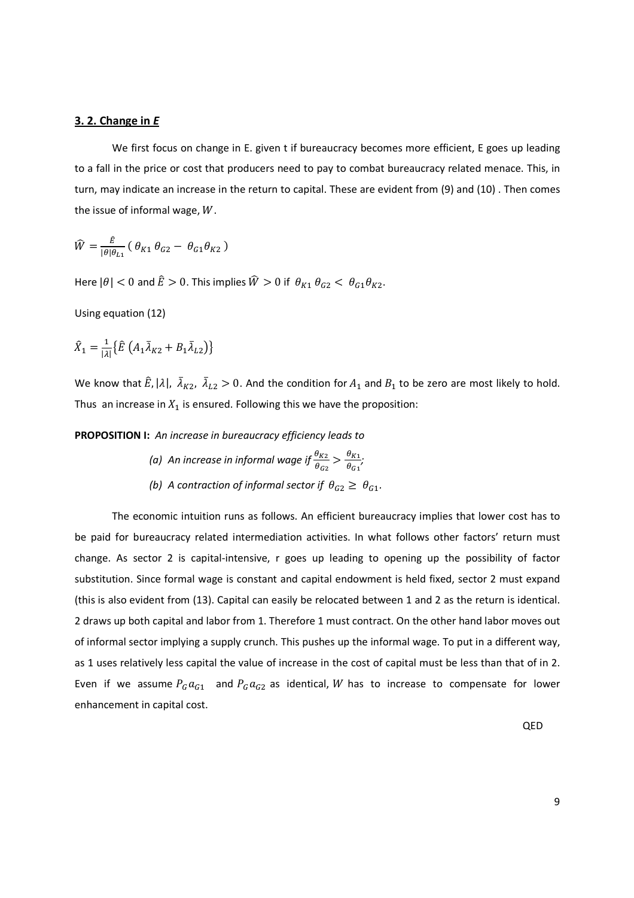### 3. 2. Change in *E*

We first focus on change in E. given t if bureaucracy becomes more efficient, E goes up leading to a fall in the price or cost that producers need to pay to combat bureaucracy related menace. This, in turn, may indicate an increase in the return to capital. These are evident from (9) and (10) . Then comes the issue of informal wage, $W$.

$$\widehat{W} = \frac{\hat{E}}{|\theta|\theta_{L1}} \left( \theta_{K1}\,\theta_{G2} - \theta_{G1}\theta_{K2} \right)$$

Here $|\theta| < 0$ and $\hat{E} > 0$. This implies $\widehat{W} > 0$ if $\theta_{K1}\,\theta_{G2} < \theta_{G1}\theta_{K2}$.

Using equation (12)

$$\hat{X}_1 = \frac{1}{|\lambda|}\{\hat{E}\,(A_1\bar{\lambda}_{K2} + B_1\bar{\lambda}_{L2})\}$$

We know that $\hat{E}, |\lambda|,\ \bar{\lambda}_{K2},\ \bar{\lambda}_{L2} > 0$. And the condition for $A_1$ and $B_1$ to be zero are most likely to hold. Thus an increase in $X_1$ is ensured. Following this we have the proposition:

**PROPOSITION I:** *An increase in bureaucracy efficiency leads to*

*(a) An increase in informal wage if* $\frac{\theta_{K2}}{\theta_{G2}} > \frac{\theta_{K1}}{\theta_{G1}}$*;*

*(b) A contraction of informal sector if* $\theta_{G2} \geq \theta_{G1}$.

The economic intuition runs as follows. An efficient bureaucracy implies that lower cost has to be paid for bureaucracy related intermediation activities. In what follows other factors' return must change. As sector 2 is capital-intensive, r goes up leading to opening up the possibility of factor substitution. Since formal wage is constant and capital endowment is held fixed, sector 2 must expand (this is also evident from (13). Capital can easily be relocated between 1 and 2 as the return is identical. 2 draws up both capital and labor from 1. Therefore 1 must contract. On the other hand labor moves out of informal sector implying a supply crunch. This pushes up the informal wage. To put in a different way, as 1 uses relatively less capital the value of increase in the cost of capital must be less than that of in 2. Even if we assume $P_G a_{G1}$ and $P_G a_{G2}$ as identical, $W$ has to increase to compensate for lower enhancement in capital cost.

QED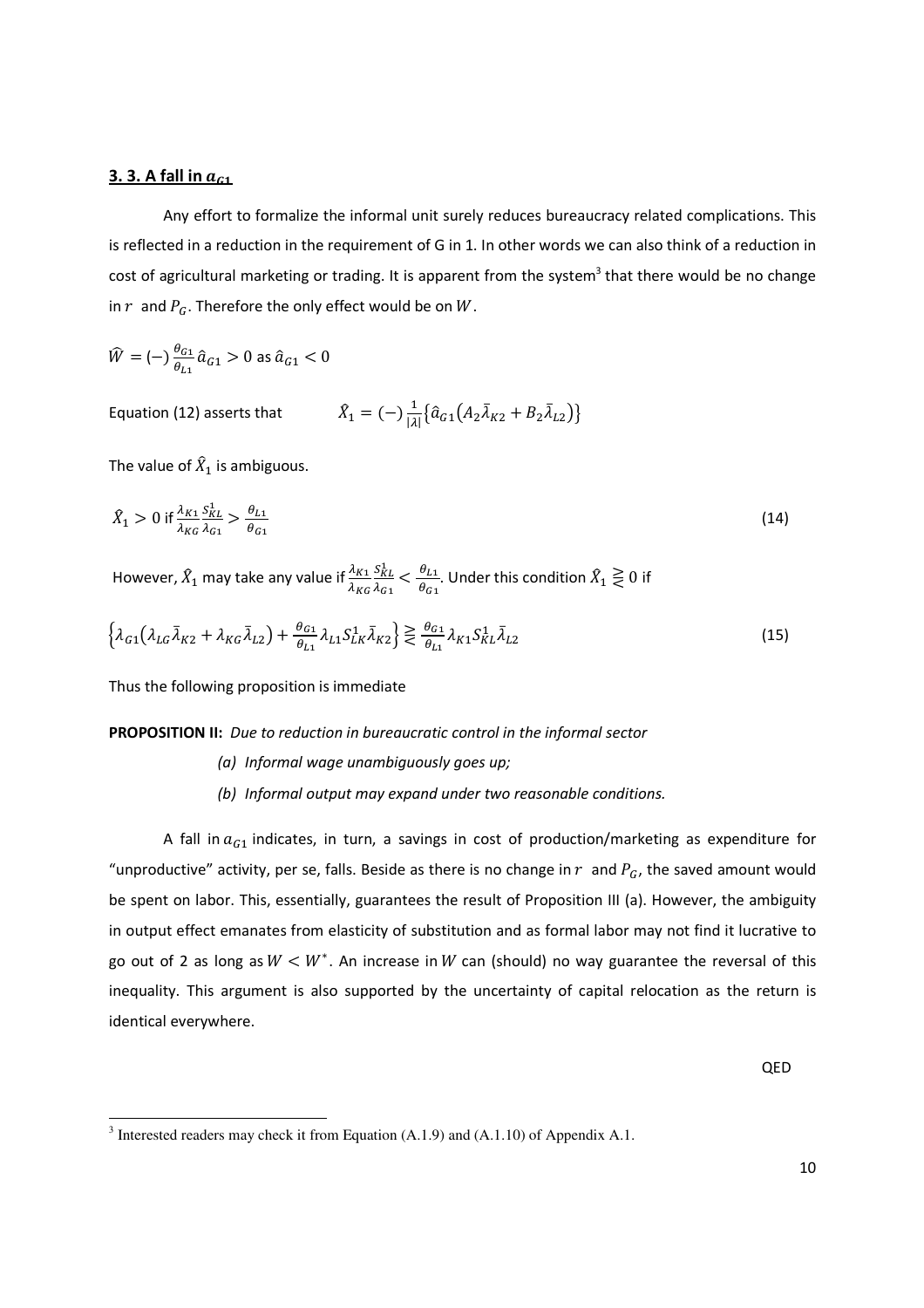## 3. 3. A fall in $a_{G1}$

Any effort to formalize the informal unit surely reduces bureaucracy related complications. This is reflected in a reduction in the requirement of G in 1. In other words we can also think of a reduction in cost of agricultural marketing or trading. It is apparent from the system[3] that there would be no change in $r$ and $P_G$. Therefore the only effect would be on $W$.

$$\widehat{W} = (-)\frac{\theta_{G1}}{\theta_{L1}}\hat{a}_{G1} > 0 \text{ as } \hat{a}_{G1} < 0$$

Equation (12) asserts that $\hat{X}_1 = (-)\frac{1}{|\lambda|}\{\hat{a}_{G1}(A_2\bar{\lambda}_{K2} + B_2\bar{\lambda}_{L2})\}$

The value of $\hat{X}_1$ is ambiguous.

$$\hat{X}_1 > 0 \text{ if } \frac{\lambda_{K1}}{\lambda_{KG}}\frac{S_{KL}^1}{\lambda_{G1}} > \frac{\theta_{L1}}{\theta_{G1}} \tag{14}$$

However, $\hat{X}_1$ may take any value if $\frac{\lambda_{K1}}{\lambda_{KG}}\frac{S_{KL}^1}{\lambda_{G1}} < \frac{\theta_{L1}}{\theta_{G1}}$. Under this condition $\hat{X}_1 \gtreqless 0$ if

$$\left\{\lambda_{G1}(\lambda_{LG}\bar{\lambda}_{K2} + \lambda_{KG}\bar{\lambda}_{L2}) + \frac{\theta_{G1}}{\theta_{L1}}\lambda_{L1}S_{LK}^1\bar{\lambda}_{K2}\right\} \gtreqless \frac{\theta_{G1}}{\theta_{L1}}\lambda_{K1}S_{KL}^1\bar{\lambda}_{L2} \tag{15}$$

Thus the following proposition is immediate

**PROPOSITION II:** *Due to reduction in bureaucratic control in the informal sector*

*(a) Informal wage unambiguously goes up;*

*(b) Informal output may expand under two reasonable conditions.*

A fall in $a_{G1}$ indicates, in turn, a savings in cost of production/marketing as expenditure for "unproductive" activity, per se, falls. Beside as there is no change in $r$ and $P_G$, the saved amount would be spent on labor. This, essentially, guarantees the result of Proposition III (a). However, the ambiguity in output effect emanates from elasticity of substitution and as formal labor may not find it lucrative to go out of 2 as long as $W < W^*$. An increase in $W$ can (should) no way guarantee the reversal of this inequality. This argument is also supported by the uncertainty of capital relocation as the return is identical everywhere.

QED

[3] Interested readers may check it from Equation (A.1.9) and (A.1.10) of Appendix A.1.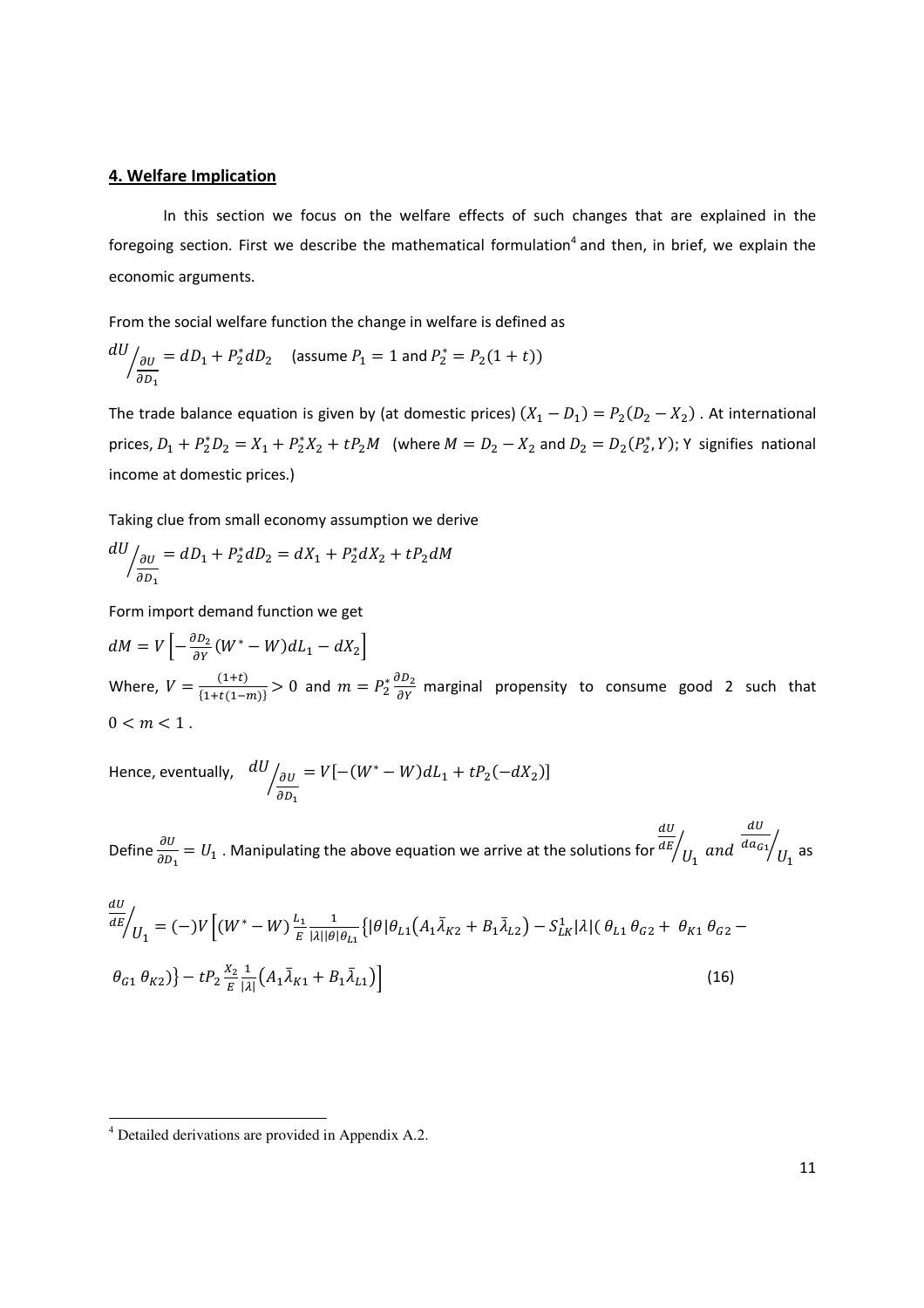## 4. Welfare Implication

In this section we focus on the welfare effects of such changes that are explained in the foregoing section. First we describe the mathematical formulation[4] and then, in brief, we explain the economic arguments.

From the social welfare function the change in welfare is defined as

$$dU \Big/ \frac{\partial U}{\partial D_1} = dD_1 + P_2^* dD_2 \quad \text{(assume } P_1 = 1 \text{ and } P_2^* = P_2(1+t)\text{)}$$

The trade balance equation is given by (at domestic prices) $(X_1 - D_1) = P_2(D_2 - X_2)$ . At international prices, $D_1 + P_2^* D_2 = X_1 + P_2^* X_2 + tP_2 M$ (where $M = D_2 - X_2$ and $D_2 = D_2(P_2^*, Y)$; Y signifies national income at domestic prices.)

Taking clue from small economy assumption we derive

$$dU \Big/ \frac{\partial U}{\partial D_1} = dD_1 + P_2^* dD_2 = dX_1 + P_2^* dX_2 + tP_2 dM$$

Form import demand function we get

$$dM = V\left[-\frac{\partial D_2}{\partial Y}(W^* - W)dL_1 - dX_2\right]$$

Where, $V = \frac{(1+t)}{\{1+t(1-m)\}} > 0$ and $m = P_2^* \frac{\partial D_2}{\partial Y}$ marginal propensity to consume good 2 such that $0 < m < 1$ .

Hence, eventually, $dU \Big/ \frac{\partial U}{\partial D_1} = V[-(W^* - W)dL_1 + tP_2(-dX_2)]$

Define $\frac{\partial U}{\partial D_1} = U_1$ . Manipulating the above equation we arrive at the solutions for $\frac{dU}{dE}\Big/ U_1$ *and* $\frac{dU}{da_{G1}}\Big/ U_1$ as

$$\frac{dU}{dE}\Big/ U_1 = (-)V\Big[(W^* - W)\frac{L_1}{E}\frac{1}{|\lambda||\theta|\theta_{L1}}\{|\theta|\theta_{L1}(A_1\bar{\lambda}_{K2} + B_1\bar{\lambda}_{L2}) - S_{LK}^1|\lambda|(\theta_{L1}\theta_{G2} + \theta_{K1}\theta_{G2} - \theta_{G1}\theta_{K2})\} - tP_2\frac{X_2}{E}\frac{1}{|\lambda|}(A_1\bar{\lambda}_{K1} + B_1\bar{\lambda}_{L1})\Big] \quad (16)$$

[4] Detailed derivations are provided in Appendix A.2.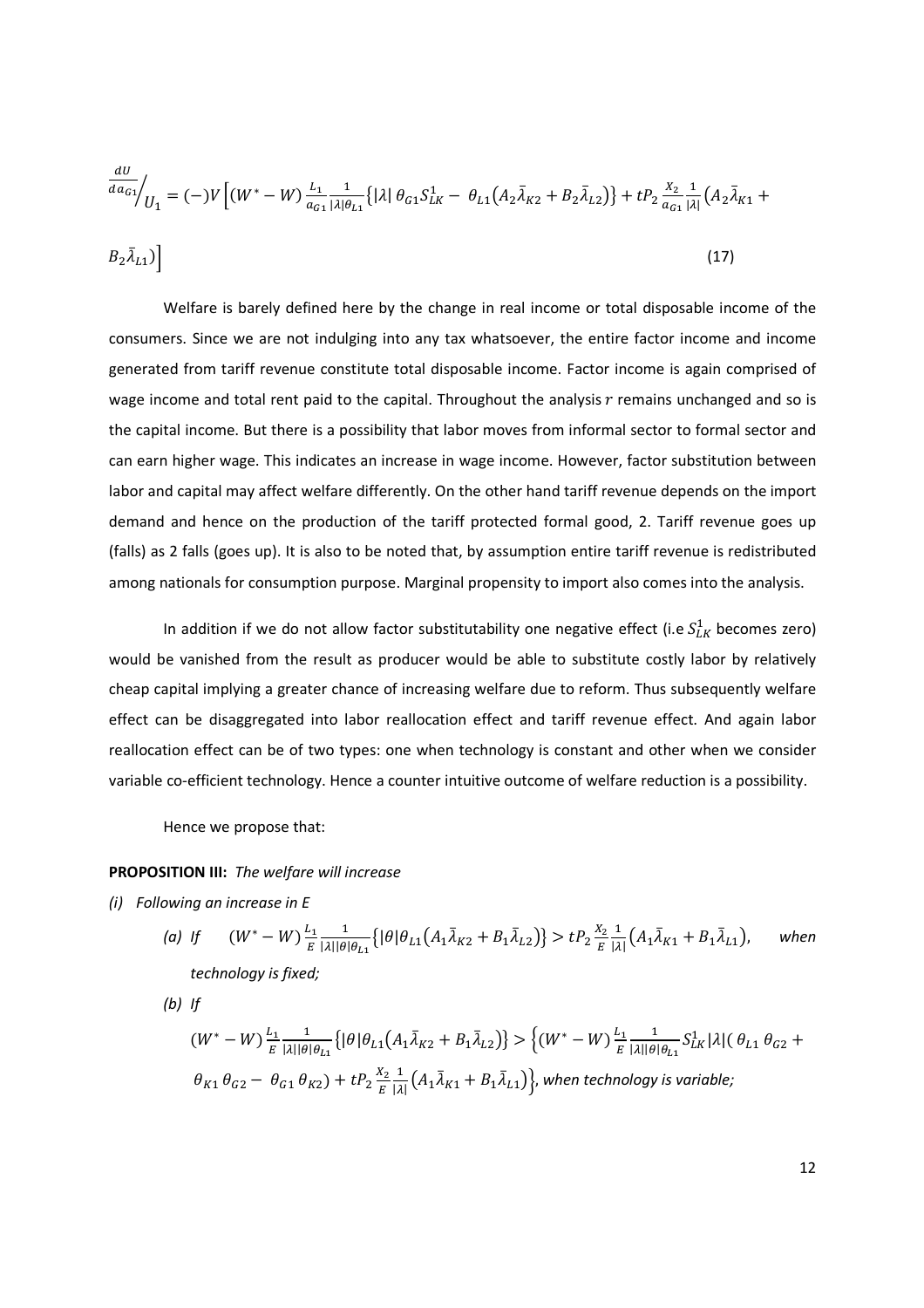$$\frac{dU}{da_{G1}}\Big/_{U_1} = (-)V\Big[(W^* - W)\frac{L_1}{a_{G1}}\frac{1}{|\lambda|\theta_{L1}}\{|\lambda|\,\theta_{G1}S_{LK}^1 - \theta_{L1}(A_2\bar{\lambda}_{K2} + B_2\bar{\lambda}_{L2})\} + tP_2\frac{X_2}{a_{G1}}\frac{1}{|\lambda|}(A_2\bar{\lambda}_{K1} + B_2\bar{\lambda}_{L1})\Big] \tag{17}$$

Welfare is barely defined here by the change in real income or total disposable income of the consumers. Since we are not indulging into any tax whatsoever, the entire factor income and income generated from tariff revenue constitute total disposable income. Factor income is again comprised of wage income and total rent paid to the capital. Throughout the analysis $r$ remains unchanged and so is the capital income. But there is a possibility that labor moves from informal sector to formal sector and can earn higher wage. This indicates an increase in wage income. However, factor substitution between labor and capital may affect welfare differently. On the other hand tariff revenue depends on the import demand and hence on the production of the tariff protected formal good, 2. Tariff revenue goes up (falls) as 2 falls (goes up). It is also to be noted that, by assumption entire tariff revenue is redistributed among nationals for consumption purpose. Marginal propensity to import also comes into the analysis.

In addition if we do not allow factor substitutability one negative effect (i.e $S_{LK}^1$ becomes zero) would be vanished from the result as producer would be able to substitute costly labor by relatively cheap capital implying a greater chance of increasing welfare due to reform. Thus subsequently welfare effect can be disaggregated into labor reallocation effect and tariff revenue effect. And again labor reallocation effect can be of two types: one when technology is constant and other when we consider variable co-efficient technology. Hence a counter intuitive outcome of welfare reduction is a possibility.

Hence we propose that:

**PROPOSITION III:** *The welfare will increase*

*(i) Following an increase in E*

*(a) If* $(W^* - W)\frac{L_1}{E}\frac{1}{|\lambda||\theta|\theta_{L1}}\{|\theta|\theta_{L1}(A_1\bar{\lambda}_{K2} + B_1\bar{\lambda}_{L2})\} > tP_2\frac{X_2}{E}\frac{1}{|\lambda|}(A_1\bar{\lambda}_{K1} + B_1\bar{\lambda}_{L1})$, *when technology is fixed;*

*(b) If*

$(W^* - W)\frac{L_1}{E}\frac{1}{|\lambda||\theta|\theta_{L1}}\{|\theta|\theta_{L1}(A_1\bar{\lambda}_{K2} + B_1\bar{\lambda}_{L2})\} > \Big\{(W^* - W)\frac{L_1}{E}\frac{1}{|\lambda||\theta|\theta_{L1}}S_{LK}^1|\lambda|(\theta_{L1}\,\theta_{G2} + \theta_{K1}\,\theta_{G2} - \theta_{G1}\,\theta_{K2}) + tP_2\frac{X_2}{E}\frac{1}{|\lambda|}(A_1\bar{\lambda}_{K1} + B_1\bar{\lambda}_{L1})\Big\}$, *when technology is variable;*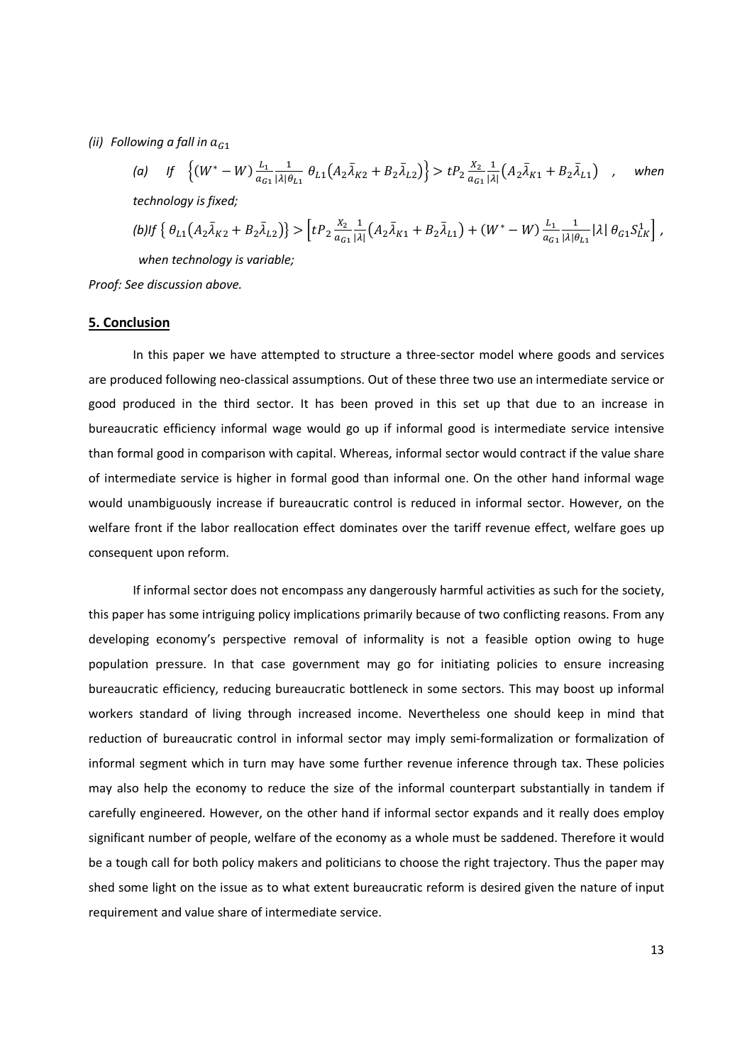*(ii) Following a fall in $a_{G1}$*

*(a) If* $\left\{(W^* - W)\frac{L_1}{a_{G1}}\frac{1}{|\lambda|\theta_{L1}}\,\theta_{L1}\left(A_2\bar{\lambda}_{K2} + B_2\bar{\lambda}_{L2}\right)\right\} > tP_2\frac{X_2}{a_{G1}}\frac{1}{|\lambda|}\left(A_2\bar{\lambda}_{K1} + B_2\bar{\lambda}_{L1}\right)$ *, when technology is fixed;*

*(b)If* $\left\{\,\theta_{L1}\left(A_2\bar{\lambda}_{K2} + B_2\bar{\lambda}_{L2}\right)\right\} > \left[tP_2\frac{X_2}{a_{G1}}\frac{1}{|\lambda|}\left(A_2\bar{\lambda}_{K1} + B_2\bar{\lambda}_{L1}\right) + (W^* - W)\frac{L_1}{a_{G1}}\frac{1}{|\lambda|\theta_{L1}}|\lambda|\,\theta_{G1}S^1_{LK}\right]$ *,*

*when technology is variable;*

*Proof: See discussion above.*

## 5. Conclusion

In this paper we have attempted to structure a three-sector model where goods and services are produced following neo-classical assumptions. Out of these three two use an intermediate service or good produced in the third sector. It has been proved in this set up that due to an increase in bureaucratic efficiency informal wage would go up if informal good is intermediate service intensive than formal good in comparison with capital. Whereas, informal sector would contract if the value share of intermediate service is higher in formal good than informal one. On the other hand informal wage would unambiguously increase if bureaucratic control is reduced in informal sector. However, on the welfare front if the labor reallocation effect dominates over the tariff revenue effect, welfare goes up consequent upon reform.

If informal sector does not encompass any dangerously harmful activities as such for the society, this paper has some intriguing policy implications primarily because of two conflicting reasons. From any developing economy's perspective removal of informality is not a feasible option owing to huge population pressure. In that case government may go for initiating policies to ensure increasing bureaucratic efficiency, reducing bureaucratic bottleneck in some sectors. This may boost up informal workers standard of living through increased income. Nevertheless one should keep in mind that reduction of bureaucratic control in informal sector may imply semi-formalization or formalization of informal segment which in turn may have some further revenue inference through tax. These policies may also help the economy to reduce the size of the informal counterpart substantially in tandem if carefully engineered. However, on the other hand if informal sector expands and it really does employ significant number of people, welfare of the economy as a whole must be saddened. Therefore it would be a tough call for both policy makers and politicians to choose the right trajectory. Thus the paper may shed some light on the issue as to what extent bureaucratic reform is desired given the nature of input requirement and value share of intermediate service.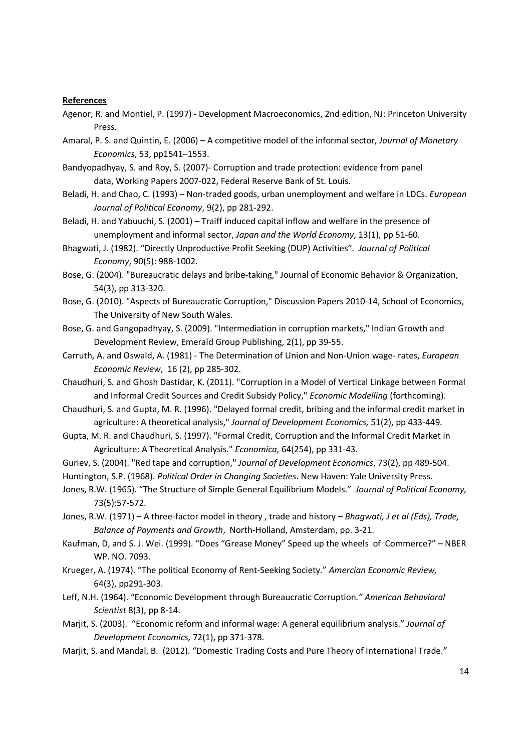**References**

Agenor, R. and Montiel, P. (1997) - Development Macroeconomics, 2nd edition, NJ: Princeton University Press.

Amaral, P. S. and Quintin, E. (2006) – A competitive model of the informal sector, *Journal of Monetary Economics*, 53, pp1541–1553.

Bandyopadhyay, S. and Roy, S. (2007)- Corruption and trade protection: evidence from panel data, Working Papers 2007-022, Federal Reserve Bank of St. Louis.

Beladi, H. and Chao, C. (1993) – Non-traded goods, urban unemployment and welfare in LDCs. *European Journal of Political Economy*, 9(2), pp 281-292.

Beladi, H. and Yabuuchi, S. (2001) – Traiff induced capital inflow and welfare in the presence of unemployment and informal sector, *Japan and the World Economy*, 13(1), pp 51-60.

Bhagwati, J. (1982). "Directly Unproductive Profit Seeking (DUP) Activities". *Journal of Political Economy*, 90(5): 988-1002.

Bose, G. (2004). "Bureaucratic delays and bribe-taking," Journal of Economic Behavior & Organization, 54(3), pp 313-320.

Bose, G. (2010). "Aspects of Bureaucratic Corruption," Discussion Papers 2010-14, School of Economics, The University of New South Wales.

Bose, G. and Gangopadhyay, S. (2009). "Intermediation in corruption markets," Indian Growth and Development Review, Emerald Group Publishing, 2(1), pp 39-55.

Carruth, A. and Oswald, A. (1981) - The Determination of Union and Non-Union wage- rates, *European Economic Review*, 16 (2), pp 285-302.

Chaudhuri, S. and Ghosh Dastidar, K. (2011). "Corruption in a Model of Vertical Linkage between Formal and Informal Credit Sources and Credit Subsidy Policy," *Economic Modelling* (forthcoming).

Chaudhuri, S. and Gupta, M. R. (1996). "Delayed formal credit, bribing and the informal credit market in agriculture: A theoretical analysis," *Journal of Development Economics,* 51(2), pp 433-449.

Gupta, M. R. and Chaudhuri, S. (1997). "Formal Credit, Corruption and the Informal Credit Market in Agriculture: A Theoretical Analysis." *Economica,* 64(254), pp 331-43.

Guriev, S. (2004). "Red tape and corruption," *Journal of Development Economics*, 73(2), pp 489-504.

Huntington, S.P. (1968). *Political Order in Changing Societies*. New Haven: Yale University Press.

Jones, R.W. (1965). "The Structure of Simple General Equilibrium Models." *Journal of Political Economy,* 73(5):57-572.

Jones, R.W. (1971) – A three-factor model in theory , trade and history – *Bhagwati, J et al (Eds), Trade, Balance of Payments and Growth*, North-Holland, Amsterdam, pp. 3-21.

Kaufman, D, and S. J. Wei. (1999). "Does "Grease Money" Speed up the wheels of Commerce?" – NBER WP. NO. 7093.

Krueger, A. (1974). "The political Economy of Rent-Seeking Society." *Amercian Economic Review,* 64(3), pp291-303.

Leff, N.H. (1964). "Economic Development through Bureaucratic Corruption*." American Behavioral Scientist* 8(3), pp 8-14.

Marjit, S. (2003). "Economic reform and informal wage: A general equilibrium analysis." *Journal of Development Economics,* 72(1), pp 371-378.

Marjit, S. and Mandal, B. (2012). "Domestic Trading Costs and Pure Theory of International Trade."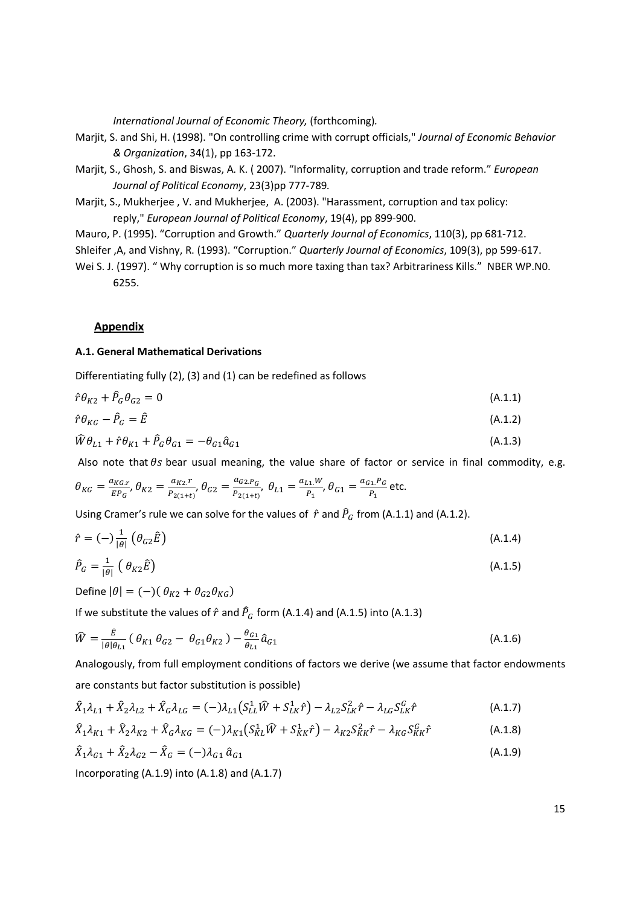*International Journal of Economic Theory,* (forthcoming)*.*

Marjit, S. and Shi, H. (1998). "On controlling crime with corrupt officials," *Journal of Economic Behavior & Organization*, 34(1), pp 163-172.

Marjit, S., Ghosh, S. and Biswas, A. K. ( 2007). "Informality, corruption and trade reform." *European Journal of Political Economy*, 23(3)pp 777-789*.*

Marjit, S., Mukherjee , V. and Mukherjee, A. (2003). "Harassment, corruption and tax policy: reply," *European Journal of Political Economy*, 19(4), pp 899-900.

Mauro, P. (1995). "Corruption and Growth." *Quarterly Journal of Economics*, 110(3), pp 681-712.

Shleifer ,A, and Vishny, R. (1993). "Corruption." *Quarterly Journal of Economics*, 109(3), pp 599-617.

Wei S. J. (1997). " Why corruption is so much more taxing than tax? Arbitrariness Kills." NBER WP.N0. 6255.

## Appendix

### A.1. General Mathematical Derivations

Differentiating fully (2), (3) and (1) can be redefined as follows

$$\hat{r}\theta_{K2} + \hat{P}_G\theta_{G2} = 0 \tag{A.1.1}$$

$$\hat{r}\theta_{KG} - \hat{P}_G = \hat{E} \tag{A.1.2}$$

$$\widehat{W}\theta_{L1} + \hat{r}\theta_{K1} + \hat{P}_G\theta_{G1} = -\theta_{G1}\hat{a}_{G1} \tag{A.1.3}$$

Also note that $\theta s$ bear usual meaning, the value share of factor or service in final commodity, e.g. $\theta_{KG} = \frac{a_{KG}.r}{EP_G}$, $\theta_{K2} = \frac{a_{K2}.r}{P_{2(1+t)}}$, $\theta_{G2} = \frac{a_{G2}.P_G}{P_{2(1+t)}}$, $\theta_{L1} = \frac{a_{L1}.W}{P_1}$, $\theta_{G1} = \frac{a_{G1}.P_G}{P_1}$ etc.

Using Cramer's rule we can solve for the values of $\hat{r}$ and $\hat{P}_G$ from (A.1.1) and (A.1.2).

$$\hat{r} = (-)\frac{1}{|\theta|}\left(\theta_{G2}\hat{E}\right) \tag{A.1.4}$$

$$\hat{P}_G = \frac{1}{|\theta|}\left(\theta_{K2}\hat{E}\right) \tag{A.1.5}$$

Define $|\theta| = (-)(\theta_{K2} + \theta_{G2}\theta_{KG})$

If we substitute the values of $\hat{r}$ and $\hat{P}_G$ form (A.1.4) and (A.1.5) into (A.1.3)

$$\widehat{W} = \frac{\hat{E}}{|\theta|\theta_{L1}}\left(\theta_{K1}\,\theta_{G2} - \theta_{G1}\theta_{K2}\right) - \frac{\theta_{G1}}{\theta_{L1}}\hat{a}_{G1} \tag{A.1.6}$$

Analogously, from full employment conditions of factors we derive (we assume that factor endowments are constants but factor substitution is possible)

$$\hat{X}_1\lambda_{L1} + \hat{X}_2\lambda_{L2} + \hat{X}_G\lambda_{LG} = (-)\lambda_{L1}\left(S_{LL}^1\widehat{W} + S_{LK}^1\hat{r}\right) - \lambda_{L2}S_{LK}^2\hat{r} - \lambda_{LG}S_{LK}^G\hat{r} \tag{A.1.7}$$

$$\hat{X}_1\lambda_{K1} + \hat{X}_2\lambda_{K2} + \hat{X}_G\lambda_{KG} = (-)\lambda_{K1}\left(S_{KL}^1\widehat{W} + S_{KK}^1\hat{r}\right) - \lambda_{K2}S_{KK}^2\hat{r} - \lambda_{KG}S_{KK}^G\hat{r} \tag{A.1.8}$$

$$\hat{X}_1\lambda_{G1} + \hat{X}_2\lambda_{G2} - \hat{X}_G = (-)\lambda_{G1}\,\hat{a}_{G1} \tag{A.1.9}$$

Incorporating (A.1.9) into (A.1.8) and (A.1.7)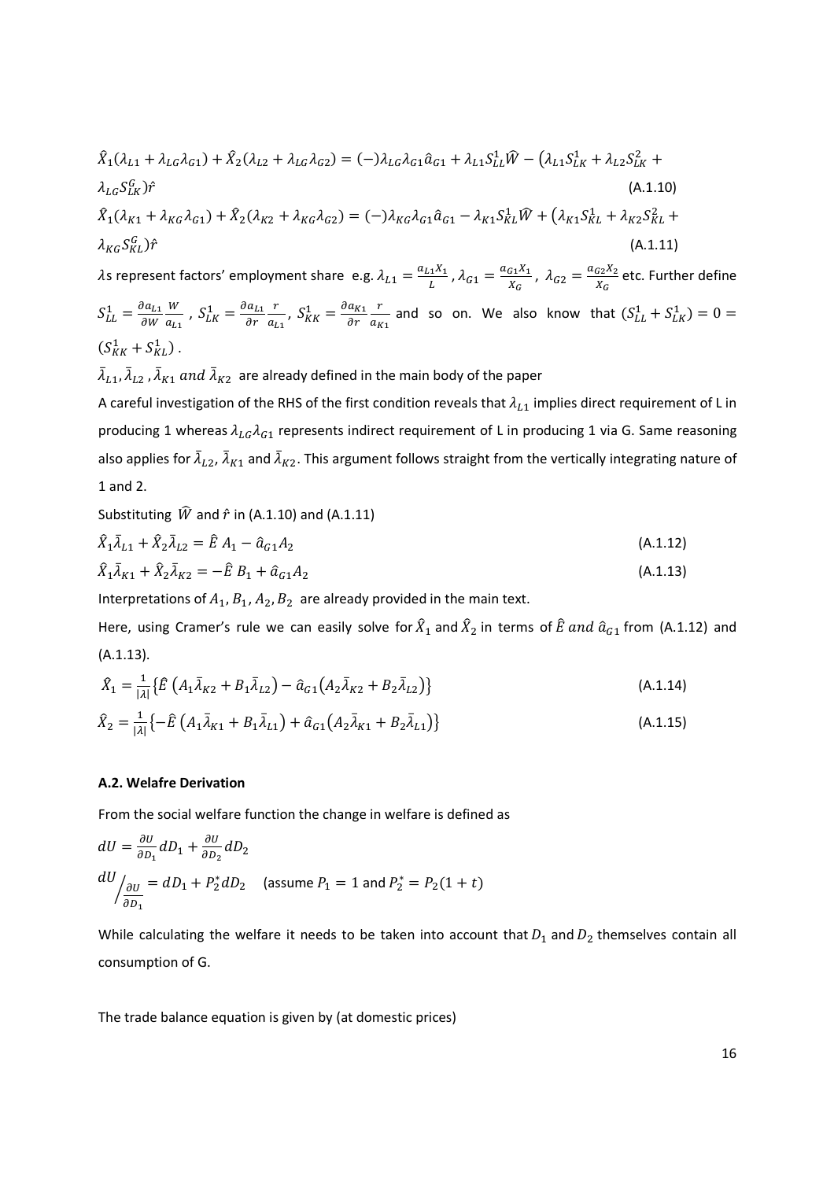$$\hat{X}_1(\lambda_{L1} + \lambda_{LG}\lambda_{G1}) + \hat{X}_2(\lambda_{L2} + \lambda_{LG}\lambda_{G2}) = (-)\lambda_{LG}\lambda_{G1}\hat{a}_{G1} + \lambda_{L1}S_{LL}^1\hat{W} - \left(\lambda_{L1}S_{LK}^1 + \lambda_{L2}S_{LK}^2 + \lambda_{LG}S_{LK}^G\right)\hat{r} \quad \text{(A.1.10)}$$

$$\hat{X}_1(\lambda_{K1} + \lambda_{KG}\lambda_{G1}) + \hat{X}_2(\lambda_{K2} + \lambda_{KG}\lambda_{G2}) = (-)\lambda_{KG}\lambda_{G1}\hat{a}_{G1} - \lambda_{K1}S_{KL}^1\hat{W} + \left(\lambda_{K1}S_{KL}^1 + \lambda_{K2}S_{KL}^2 + \lambda_{KG}S_{KL}^G\right)\hat{r} \quad \text{(A.1.11)}$$

$\lambda$s represent factors' employment share e.g. $\lambda_{L1} = \frac{a_{L1}X_1}{L}$, $\lambda_{G1} = \frac{a_{G1}X_1}{X_G}$, $\lambda_{G2} = \frac{a_{G2}X_2}{X_G}$ etc. Further define $S_{LL}^1 = \frac{\partial a_{L1}}{\partial W}\frac{W}{a_{L1}}$, $S_{LK}^1 = \frac{\partial a_{L1}}{\partial r}\frac{r}{a_{L1}}$, $S_{KK}^1 = \frac{\partial a_{K1}}{\partial r}\frac{r}{a_{K1}}$ and so on. We also know that $(S_{LL}^1 + S_{LK}^1) = 0 = (S_{KK}^1 + S_{KL}^1)$.

$\bar{\lambda}_{L1}, \bar{\lambda}_{L2}, \bar{\lambda}_{K1}$ and $\bar{\lambda}_{K2}$ are already defined in the main body of the paper

A careful investigation of the RHS of the first condition reveals that $\lambda_{L1}$ implies direct requirement of L in producing 1 whereas $\lambda_{LG}\lambda_{G1}$ represents indirect requirement of L in producing 1 via G. Same reasoning also applies for $\bar{\lambda}_{L2}$, $\bar{\lambda}_{K1}$ and $\bar{\lambda}_{K2}$. This argument follows straight from the vertically integrating nature of 1 and 2.

Substituting $\hat{W}$ and $\hat{r}$ in (A.1.10) and (A.1.11)

$$\hat{X}_1\bar{\lambda}_{L1} + \hat{X}_2\bar{\lambda}_{L2} = \hat{E}\,A_1 - \hat{a}_{G1}A_2 \quad \text{(A.1.12)}$$

$$\hat{X}_1\bar{\lambda}_{K1} + \hat{X}_2\bar{\lambda}_{K2} = -\hat{E}\,B_1 + \hat{a}_{G1}A_2 \quad \text{(A.1.13)}$$

Interpretations of $A_1, B_1, A_2, B_2$ are already provided in the main text.

Here, using Cramer's rule we can easily solve for $\hat{X}_1$ and $\hat{X}_2$ in terms of $\hat{E}$ and $\hat{a}_{G1}$ from (A.1.12) and (A.1.13).

$$\hat{X}_1 = \frac{1}{|\lambda|}\left\{\hat{E}\left(A_1\bar{\lambda}_{K2} + B_1\bar{\lambda}_{L2}\right) - \hat{a}_{G1}\left(A_2\bar{\lambda}_{K2} + B_2\bar{\lambda}_{L2}\right)\right\} \quad \text{(A.1.14)}$$

$$\hat{X}_2 = \frac{1}{|\lambda|}\left\{-\hat{E}\left(A_1\bar{\lambda}_{K1} + B_1\bar{\lambda}_{L1}\right) + \hat{a}_{G1}\left(A_2\bar{\lambda}_{K1} + B_2\bar{\lambda}_{L1}\right)\right\} \quad \text{(A.1.15)}$$

### A.2. Welafre Derivation

From the social welfare function the change in welfare is defined as

$$dU = \frac{\partial U}{\partial D_1}dD_1 + \frac{\partial U}{\partial D_2}dD_2$$

$$dU\Big/\frac{\partial U}{\partial D_1} = dD_1 + P_2^* dD_2 \quad \text{(assume } P_1 = 1 \text{ and } P_2^* = P_2(1+t)\text{)}$$

While calculating the welfare it needs to be taken into account that $D_1$ and $D_2$ themselves contain all consumption of G.

The trade balance equation is given by (at domestic prices)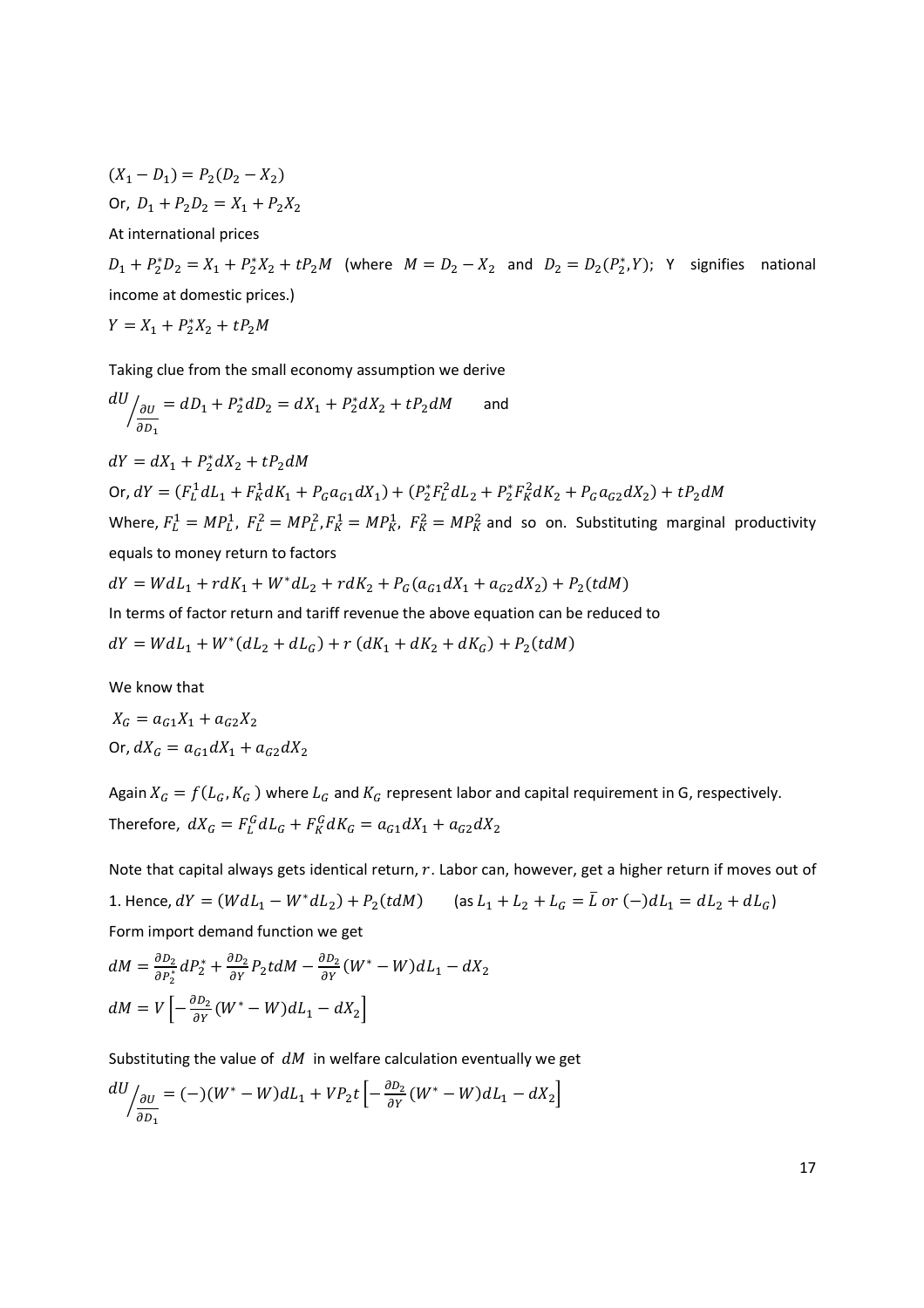$(X_1 - D_1) = P_2(D_2 - X_2)$

Or, $D_1 + P_2 D_2 = X_1 + P_2 X_2$

At international prices

$D_1 + P_2^* D_2 = X_1 + P_2^* X_2 + tP_2 M$ (where $M = D_2 - X_2$ and $D_2 = D_2(P_2^*, Y)$; Y signifies national income at domestic prices.)

$Y = X_1 + P_2^* X_2 + tP_2 M$

Taking clue from the small economy assumption we derive

$$dU \Big/ \tfrac{\partial U}{\partial D_1} = dD_1 + P_2^* dD_2 = dX_1 + P_2^* dX_2 + tP_2 dM \qquad \text{and}$$

$dY = dX_1 + P_2^* dX_2 + tP_2 dM$

Or, $dY = (F_L^1 dL_1 + F_K^1 dK_1 + P_G a_{G1} dX_1) + (P_2^* F_L^2 dL_2 + P_2^* F_K^2 dK_2 + P_G a_{G2} dX_2) + tP_2 dM$

Where, $F_L^1 = MP_L^1$, $F_L^2 = MP_L^2$, $F_K^1 = MP_K^1$, $F_K^2 = MP_K^2$ and so on. Substituting marginal productivity equals to money return to factors

$dY = WdL_1 + rdK_1 + W^* dL_2 + rdK_2 + P_G(a_{G1} dX_1 + a_{G2} dX_2) + P_2(tdM)$

In terms of factor return and tariff revenue the above equation can be reduced to

$dY = WdL_1 + W^*(dL_2 + dL_G) + r\,(dK_1 + dK_2 + dK_G) + P_2(tdM)$

We know that

$X_G = a_{G1} X_1 + a_{G2} X_2$

Or, $dX_G = a_{G1} dX_1 + a_{G2} dX_2$

Again $X_G = f(L_G, K_G)$ where $L_G$ and $K_G$ represent labor and capital requirement in G, respectively.

Therefore, $dX_G = F_L^G dL_G + F_K^G dK_G = a_{G1} dX_1 + a_{G2} dX_2$

Note that capital always gets identical return, $r$. Labor can, however, get a higher return if moves out of 1. Hence, $dY = (WdL_1 - W^* dL_2) + P_2(tdM)$ (as $L_1 + L_2 + L_G = \bar{L}$ or $(-)dL_1 = dL_2 + dL_G$)

Form import demand function we get

$$dM = \frac{\partial D_2}{\partial P_2^*} dP_2^* + \frac{\partial D_2}{\partial Y} P_2 t dM - \frac{\partial D_2}{\partial Y}(W^* - W) dL_1 - dX_2$$

$$dM = V\left[-\frac{\partial D_2}{\partial Y}(W^* - W) dL_1 - dX_2\right]$$

Substituting the value of $dM$ in welfare calculation eventually we get

$$dU \Big/ \tfrac{\partial U}{\partial D_1} = (-)(W^* - W) dL_1 + VP_2 t\left[-\frac{\partial D_2}{\partial Y}(W^* - W) dL_1 - dX_2\right]$$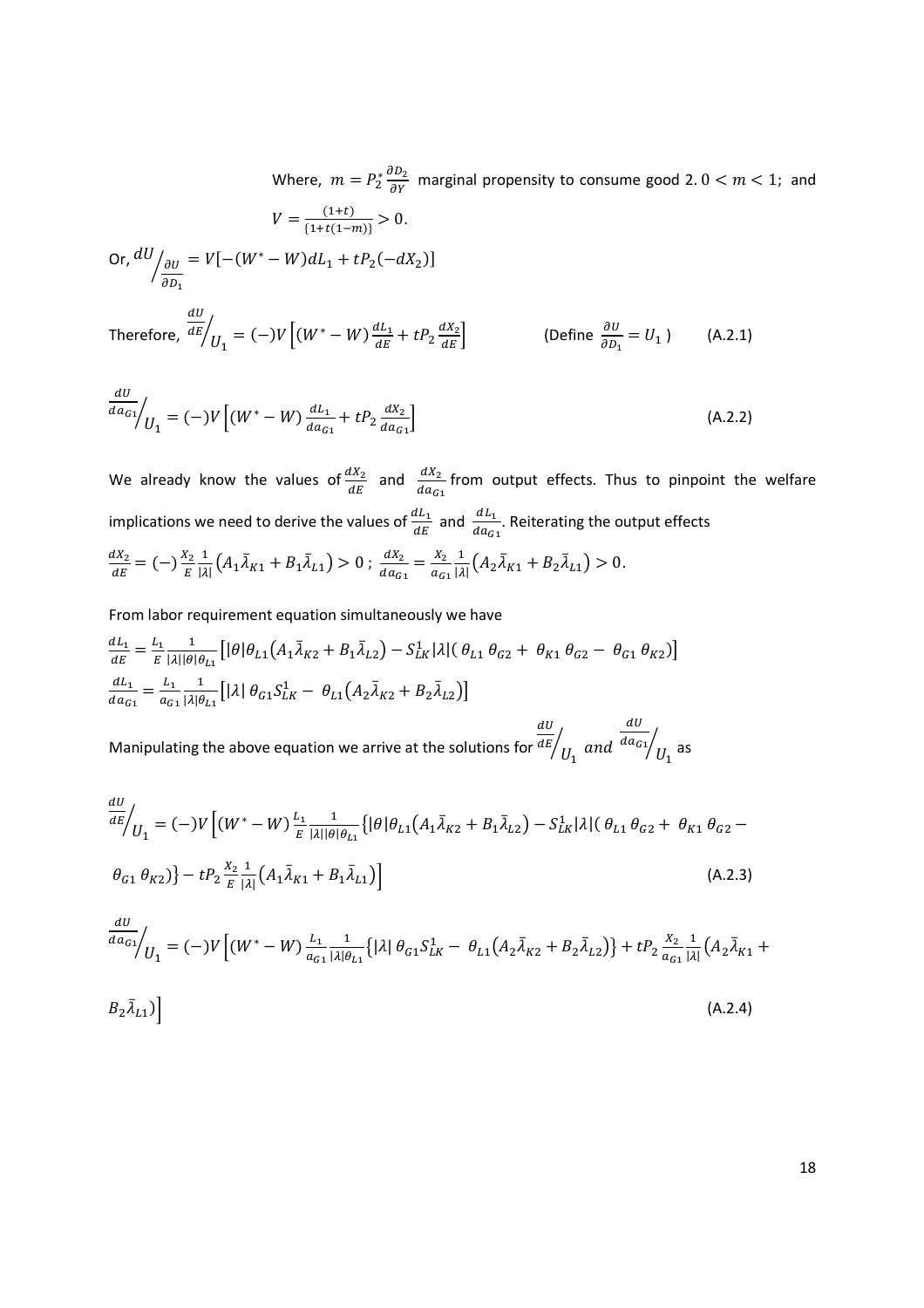Where, $m = P_2^* \frac{\partial D_2}{\partial Y}$ marginal propensity to consume good 2. $0 < m < 1$; and

$$V = \frac{(1+t)}{\{1+t(1-m)\}} > 0.$$

Or, $dU \Big/ \frac{\partial U}{\partial D_1} = V[-(W^* - W)dL_1 + tP_2(-dX_2)]$

Therefore, $$\frac{dU}{dE}\Big/ U_1 = (-)V\left[(W^* - W)\frac{dL_1}{dE} + tP_2 \frac{dX_2}{dE}\right] \qquad \text{(Define } \frac{\partial U}{\partial D_1} = U_1 \text{)} \qquad \text{(A.2.1)}$$

$$\frac{dU}{da_{G1}}\Big/ U_1 = (-)V\left[(W^* - W)\frac{dL_1}{da_{G1}} + tP_2 \frac{dX_2}{da_{G1}}\right] \qquad \text{(A.2.2)}$$

We already know the values of $\frac{dX_2}{dE}$ and $\frac{dX_2}{da_{G1}}$ from output effects. Thus to pinpoint the welfare implications we need to derive the values of $\frac{dL_1}{dE}$ and $\frac{dL_1}{da_{G1}}$. Reiterating the output effects

$\frac{dX_2}{dE} = (-)\frac{X_2}{E}\frac{1}{|\lambda|}\left(A_1\bar{\lambda}_{K1} + B_1\bar{\lambda}_{L1}\right) > 0$ ; $\frac{dX_2}{da_{G1}} = \frac{X_2}{a_{G1}}\frac{1}{|\lambda|}\left(A_2\bar{\lambda}_{K1} + B_2\bar{\lambda}_{L1}\right) > 0$.

From labor requirement equation simultaneously we have

$$\frac{dL_1}{dE} = \frac{L_1}{E}\frac{1}{|\lambda||\theta|\theta_{L1}}\left[|\theta|\theta_{L1}\left(A_1\bar{\lambda}_{K2} + B_1\bar{\lambda}_{L2}\right) - S_{LK}^1|\lambda|(\theta_{L1}\,\theta_{G2} + \theta_{K1}\,\theta_{G2} - \theta_{G1}\,\theta_{K2})\right]$$

$$\frac{dL_1}{da_{G1}} = \frac{L_1}{a_{G1}}\frac{1}{|\lambda|\theta_{L1}}\left[|\lambda|\,\theta_{G1}S_{LK}^1 - \theta_{L1}\left(A_2\bar{\lambda}_{K2} + B_2\bar{\lambda}_{L2}\right)\right]$$

Manipulating the above equation we arrive at the solutions for $\frac{dU}{dE}\Big/ U_1$ and $\frac{dU}{da_{G1}}\Big/ U_1$ as

$$\frac{dU}{dE}\Big/ U_1 = (-)V\Big[(W^* - W)\frac{L_1}{E}\frac{1}{|\lambda||\theta|\theta_{L1}}\left\{|\theta|\theta_{L1}\left(A_1\bar{\lambda}_{K2} + B_1\bar{\lambda}_{L2}\right) - S_{LK}^1|\lambda|(\theta_{L1}\,\theta_{G2} + \theta_{K1}\,\theta_{G2} - \theta_{G1}\,\theta_{K2})\right\} - tP_2\frac{X_2}{E}\frac{1}{|\lambda|}\left(A_1\bar{\lambda}_{K1} + B_1\bar{\lambda}_{L1}\right)\Big] \qquad \text{(A.2.3)}$$

$$\frac{dU}{da_{G1}}\Big/ U_1 = (-)V\Big[(W^* - W)\frac{L_1}{a_{G1}}\frac{1}{|\lambda|\theta_{L1}}\left\{|\lambda|\,\theta_{G1}S_{LK}^1 - \theta_{L1}\left(A_2\bar{\lambda}_{K2} + B_2\bar{\lambda}_{L2}\right)\right\} + tP_2\frac{X_2}{a_{G1}}\frac{1}{|\lambda|}\left(A_2\bar{\lambda}_{K1} + B_2\bar{\lambda}_{L1}\right)\Big] \qquad \text{(A.2.4)}$$